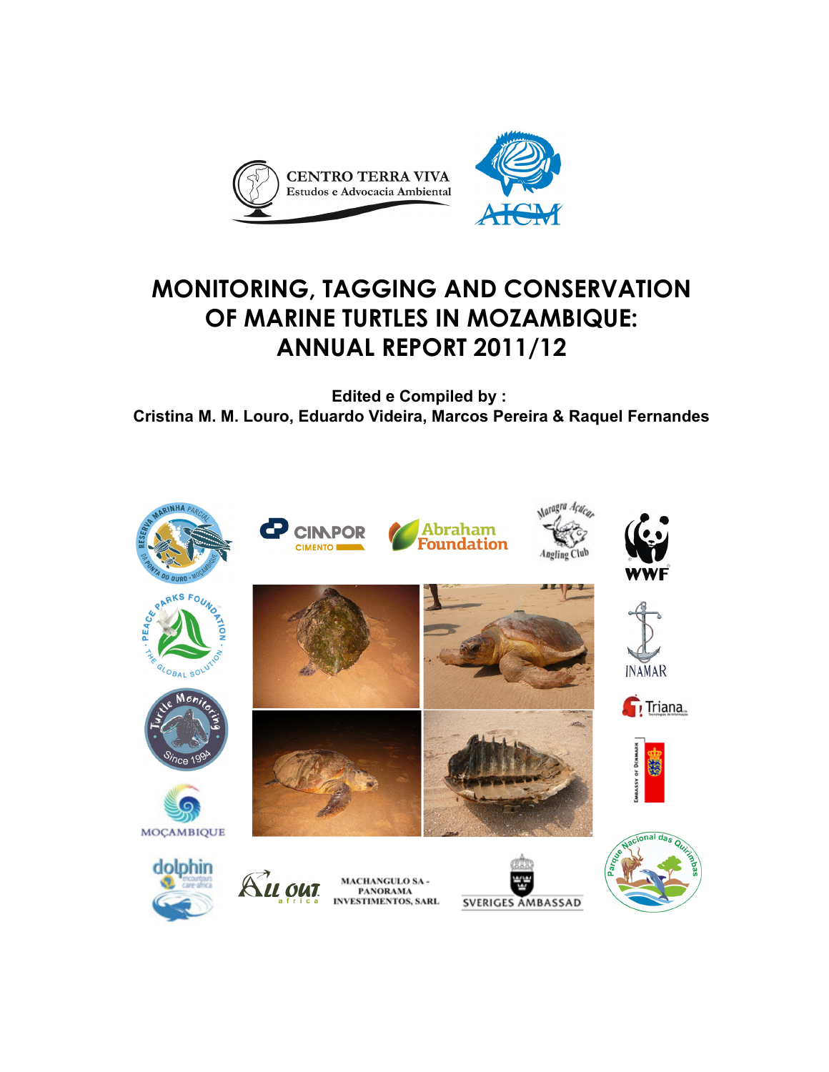# MONITORING, TAGGING AND CONSERVATION OF MARINE TURTLES IN MOZAMBIQUE: ANNUAL REPORT 2011/12

**Edited e Compiled by :**
**Cristina M. M. Louro, Eduardo Videira, Marcos Pereira & Raquel Fernandes**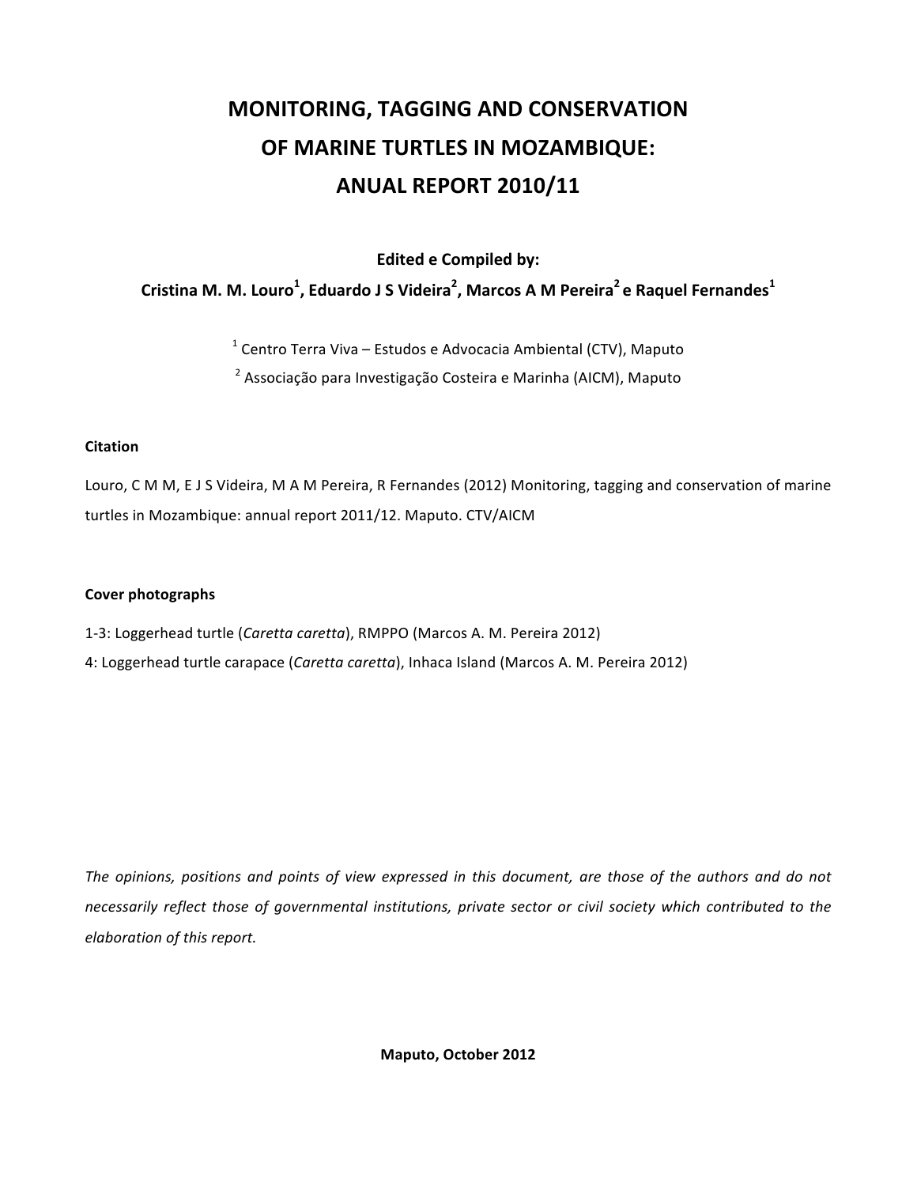# MONITORING, TAGGING AND CONSERVATION OF MARINE TURTLES IN MOZAMBIQUE: ANUAL REPORT 2010/11

**Edited e Compiled by:**

**Cristina M. M. Louro[1], Eduardo J S Videira[2], Marcos A M Pereira[2] e Raquel Fernandes[1]**

[1] Centro Terra Viva – Estudos e Advocacia Ambiental (CTV), Maputo

[2] Associação para Investigação Costeira e Marinha (AICM), Maputo

**Citation**

Louro, C M M, E J S Videira, M A M Pereira, R Fernandes (2012) Monitoring, tagging and conservation of marine turtles in Mozambique: annual report 2011/12. Maputo. CTV/AICM

**Cover photographs**

1-3: Loggerhead turtle (*Caretta caretta*), RMPPO (Marcos A. M. Pereira 2012)

4: Loggerhead turtle carapace (*Caretta caretta*), Inhaca Island (Marcos A. M. Pereira 2012)

*The opinions, positions and points of view expressed in this document, are those of the authors and do not necessarily reflect those of governmental institutions, private sector or civil society which contributed to the elaboration of this report.*

**Maputo, October 2012**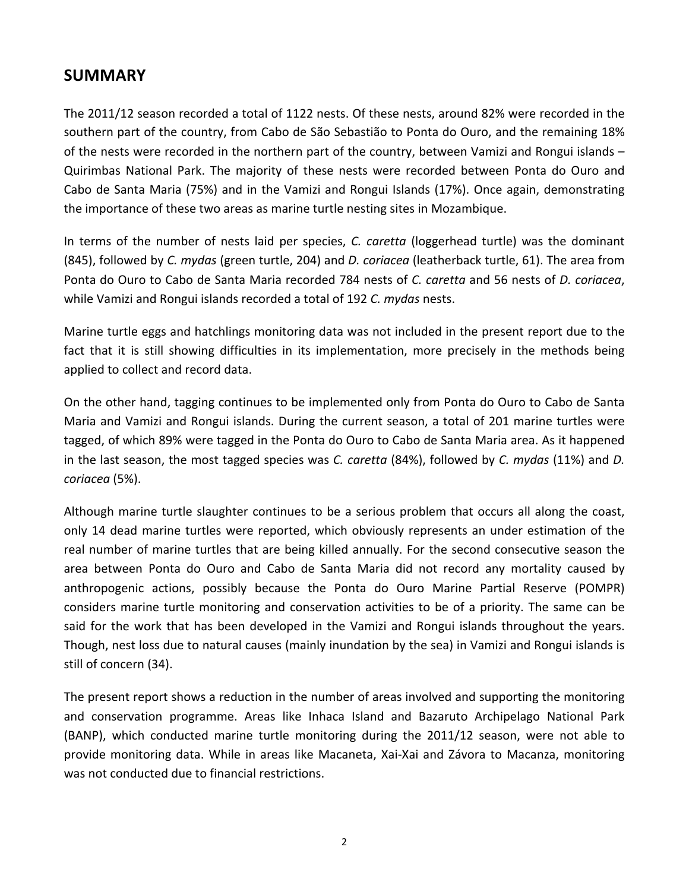## SUMMARY

The 2011/12 season recorded a total of 1122 nests. Of these nests, around 82% were recorded in the southern part of the country, from Cabo de São Sebastião to Ponta do Ouro, and the remaining 18% of the nests were recorded in the northern part of the country, between Vamizi and Rongui islands – Quirimbas National Park. The majority of these nests were recorded between Ponta do Ouro and Cabo de Santa Maria (75%) and in the Vamizi and Rongui Islands (17%). Once again, demonstrating the importance of these two areas as marine turtle nesting sites in Mozambique.

In terms of the number of nests laid per species, *C. caretta* (loggerhead turtle) was the dominant (845), followed by *C. mydas* (green turtle, 204) and *D. coriacea* (leatherback turtle, 61). The area from Ponta do Ouro to Cabo de Santa Maria recorded 784 nests of *C. caretta* and 56 nests of *D. coriacea*, while Vamizi and Rongui islands recorded a total of 192 *C. mydas* nests.

Marine turtle eggs and hatchlings monitoring data was not included in the present report due to the fact that it is still showing difficulties in its implementation, more precisely in the methods being applied to collect and record data.

On the other hand, tagging continues to be implemented only from Ponta do Ouro to Cabo de Santa Maria and Vamizi and Rongui islands. During the current season, a total of 201 marine turtles were tagged, of which 89% were tagged in the Ponta do Ouro to Cabo de Santa Maria area. As it happened in the last season, the most tagged species was *C. caretta* (84%), followed by *C. mydas* (11%) and *D. coriacea* (5%).

Although marine turtle slaughter continues to be a serious problem that occurs all along the coast, only 14 dead marine turtles were reported, which obviously represents an under estimation of the real number of marine turtles that are being killed annually. For the second consecutive season the area between Ponta do Ouro and Cabo de Santa Maria did not record any mortality caused by anthropogenic actions, possibly because the Ponta do Ouro Marine Partial Reserve (POMPR) considers marine turtle monitoring and conservation activities to be of a priority. The same can be said for the work that has been developed in the Vamizi and Rongui islands throughout the years. Though, nest loss due to natural causes (mainly inundation by the sea) in Vamizi and Rongui islands is still of concern (34).

The present report shows a reduction in the number of areas involved and supporting the monitoring and conservation programme. Areas like Inhaca Island and Bazaruto Archipelago National Park (BANP), which conducted marine turtle monitoring during the 2011/12 season, were not able to provide monitoring data. While in areas like Macaneta, Xai-Xai and Závora to Macanza, monitoring was not conducted due to financial restrictions.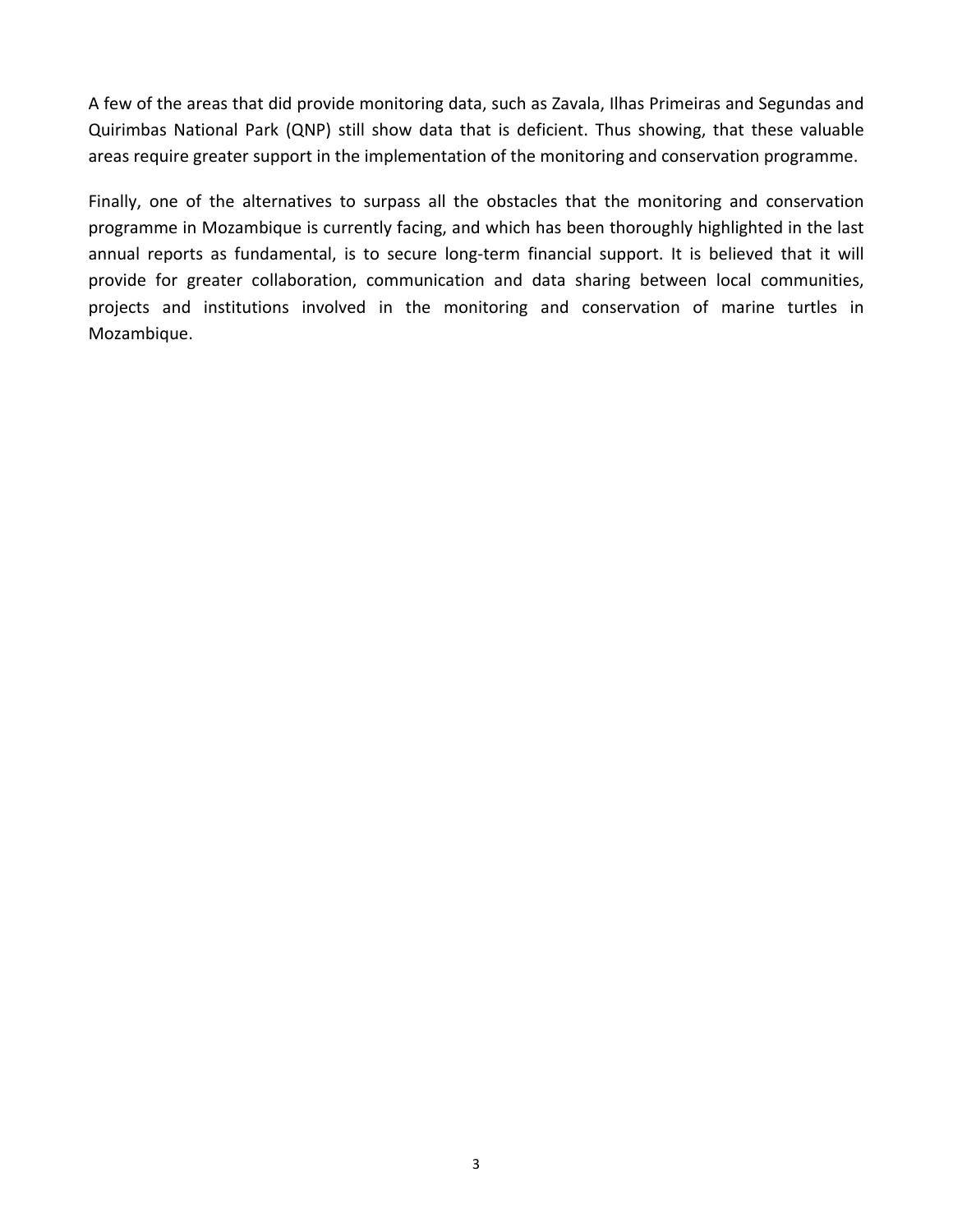A few of the areas that did provide monitoring data, such as Zavala, Ilhas Primeiras and Segundas and Quirimbas National Park (QNP) still show data that is deficient. Thus showing, that these valuable areas require greater support in the implementation of the monitoring and conservation programme.

Finally, one of the alternatives to surpass all the obstacles that the monitoring and conservation programme in Mozambique is currently facing, and which has been thoroughly highlighted in the last annual reports as fundamental, is to secure long-term financial support. It is believed that it will provide for greater collaboration, communication and data sharing between local communities, projects and institutions involved in the monitoring and conservation of marine turtles in Mozambique.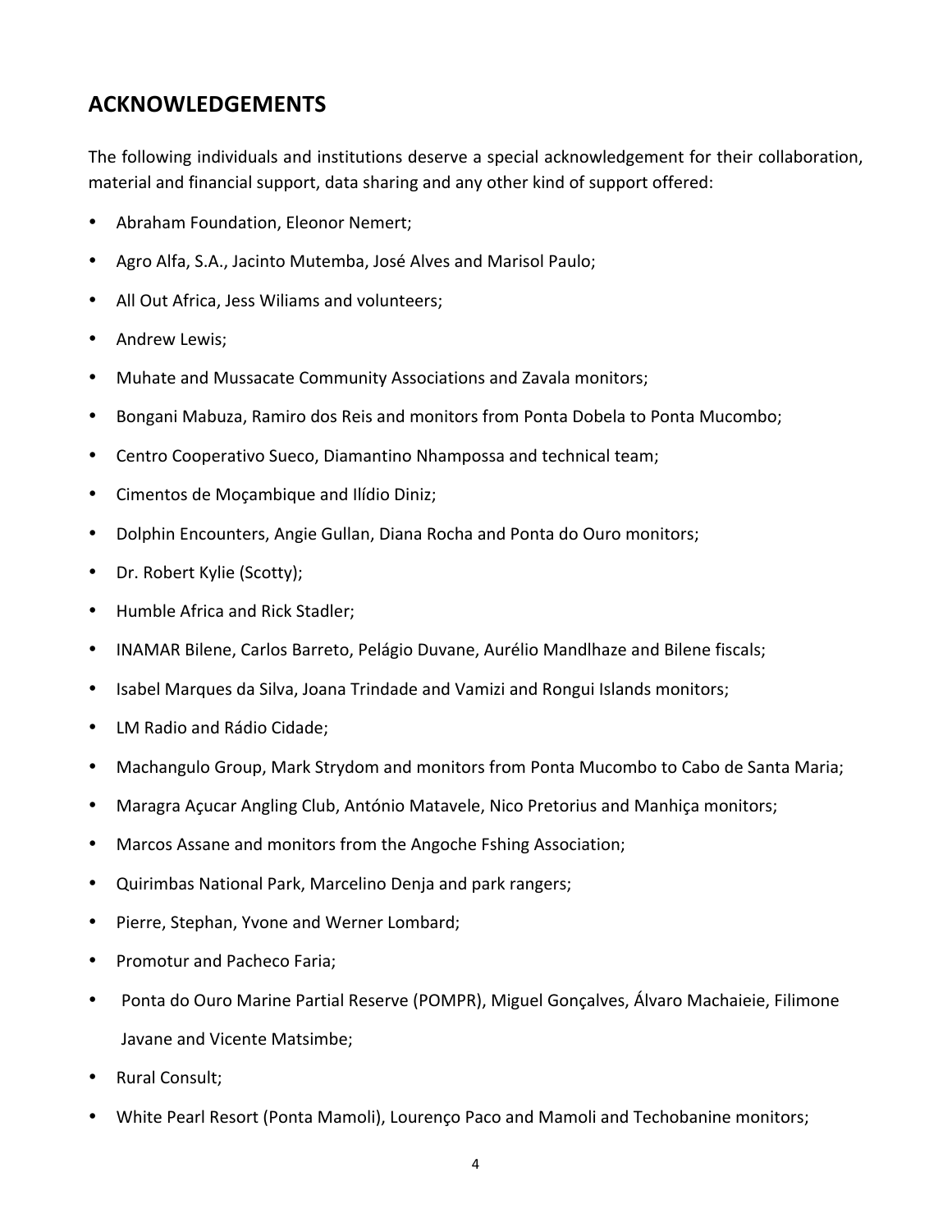## ACKNOWLEDGEMENTS

The following individuals and institutions deserve a special acknowledgement for their collaboration, material and financial support, data sharing and any other kind of support offered:

- Abraham Foundation, Eleonor Nemert;
- Agro Alfa, S.A., Jacinto Mutemba, José Alves and Marisol Paulo;
- All Out Africa, Jess Wiliams and volunteers;
- Andrew Lewis;
- Muhate and Mussacate Community Associations and Zavala monitors;
- Bongani Mabuza, Ramiro dos Reis and monitors from Ponta Dobela to Ponta Mucombo;
- Centro Cooperativo Sueco, Diamantino Nhampossa and technical team;
- Cimentos de Moçambique and Ilídio Diniz;
- Dolphin Encounters, Angie Gullan, Diana Rocha and Ponta do Ouro monitors;
- Dr. Robert Kylie (Scotty);
- Humble Africa and Rick Stadler;
- INAMAR Bilene, Carlos Barreto, Pelágio Duvane, Aurélio Mandlhaze and Bilene fiscals;
- Isabel Marques da Silva, Joana Trindade and Vamizi and Rongui Islands monitors;
- LM Radio and Rádio Cidade;
- Machangulo Group, Mark Strydom and monitors from Ponta Mucombo to Cabo de Santa Maria;
- Maragra Açucar Angling Club, António Matavele, Nico Pretorius and Manhiça monitors;
- Marcos Assane and monitors from the Angoche Fshing Association;
- Quirimbas National Park, Marcelino Denja and park rangers;
- Pierre, Stephan, Yvone and Werner Lombard;
- Promotur and Pacheco Faria;
- Ponta do Ouro Marine Partial Reserve (POMPR), Miguel Gonçalves, Álvaro Machaieie, Filimone Javane and Vicente Matsimbe;
- Rural Consult;
- White Pearl Resort (Ponta Mamoli), Lourenço Paco and Mamoli and Techobanine monitors;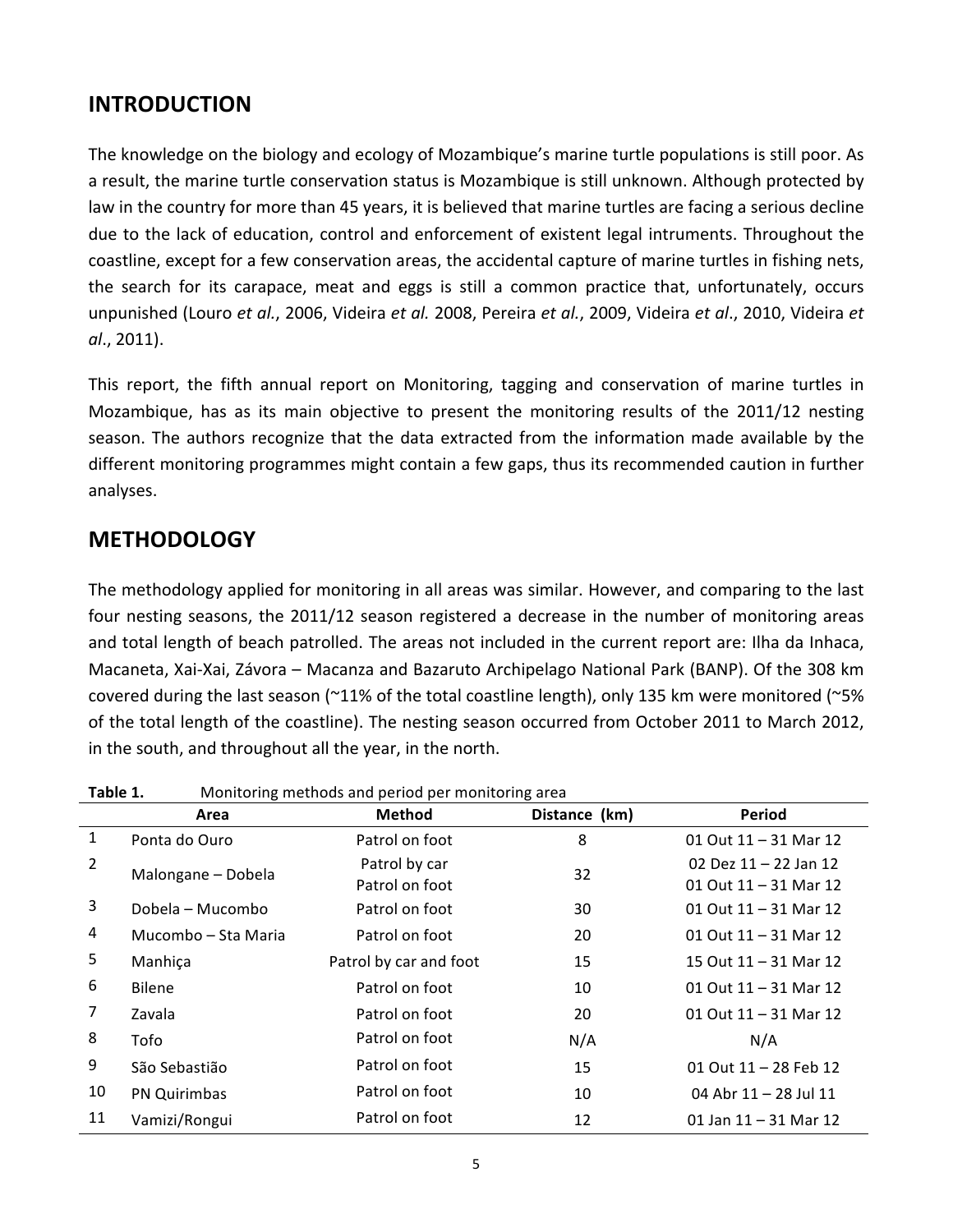## INTRODUCTION

The knowledge on the biology and ecology of Mozambique's marine turtle populations is still poor. As a result, the marine turtle conservation status is Mozambique is still unknown. Although protected by law in the country for more than 45 years, it is believed that marine turtles are facing a serious decline due to the lack of education, control and enforcement of existent legal intruments. Throughout the coastline, except for a few conservation areas, the accidental capture of marine turtles in fishing nets, the search for its carapace, meat and eggs is still a common practice that, unfortunately, occurs unpunished (Louro *et al.*, 2006, Videira *et al.* 2008, Pereira *et al.*, 2009, Videira *et al*., 2010, Videira *et al*., 2011).

This report, the fifth annual report on Monitoring, tagging and conservation of marine turtles in Mozambique, has as its main objective to present the monitoring results of the 2011/12 nesting season. The authors recognize that the data extracted from the information made available by the different monitoring programmes might contain a few gaps, thus its recommended caution in further analyses.

## METHODOLOGY

The methodology applied for monitoring in all areas was similar. However, and comparing to the last four nesting seasons, the 2011/12 season registered a decrease in the number of monitoring areas and total length of beach patrolled. The areas not included in the current report are: Ilha da Inhaca, Macaneta, Xai-Xai, Závora – Macanza and Bazaruto Archipelago National Park (BANP). Of the 308 km covered during the last season (~11% of the total coastline length), only 135 km were monitored (~5% of the total length of the coastline). The nesting season occurred from October 2011 to March 2012, in the south, and throughout all the year, in the north.

**Table 1.** Monitoring methods and period per monitoring area

| | Area | Method | Distance (km) | Period |
|---|---|---|---|---|
| 1 | Ponta do Ouro | Patrol on foot | 8 | 01 Out 11 – 31 Mar 12 |
| 2 | Malongane – Dobela | Patrol by car<br>Patrol on foot | 32 | 02 Dez 11 – 22 Jan 12<br>01 Out 11 – 31 Mar 12 |
| 3 | Dobela – Mucombo | Patrol on foot | 30 | 01 Out 11 – 31 Mar 12 |
| 4 | Mucombo – Sta Maria | Patrol on foot | 20 | 01 Out 11 – 31 Mar 12 |
| 5 | Manhiça | Patrol by car and foot | 15 | 15 Out 11 – 31 Mar 12 |
| 6 | Bilene | Patrol on foot | 10 | 01 Out 11 – 31 Mar 12 |
| 7 | Zavala | Patrol on foot | 20 | 01 Out 11 – 31 Mar 12 |
| 8 | Tofo | Patrol on foot | N/A | N/A |
| 9 | São Sebastião | Patrol on foot | 15 | 01 Out 11 – 28 Feb 12 |
| 10 | PN Quirimbas | Patrol on foot | 10 | 04 Abr 11 – 28 Jul 11 |
| 11 | Vamizi/Rongui | Patrol on foot | 12 | 01 Jan 11 – 31 Mar 12 |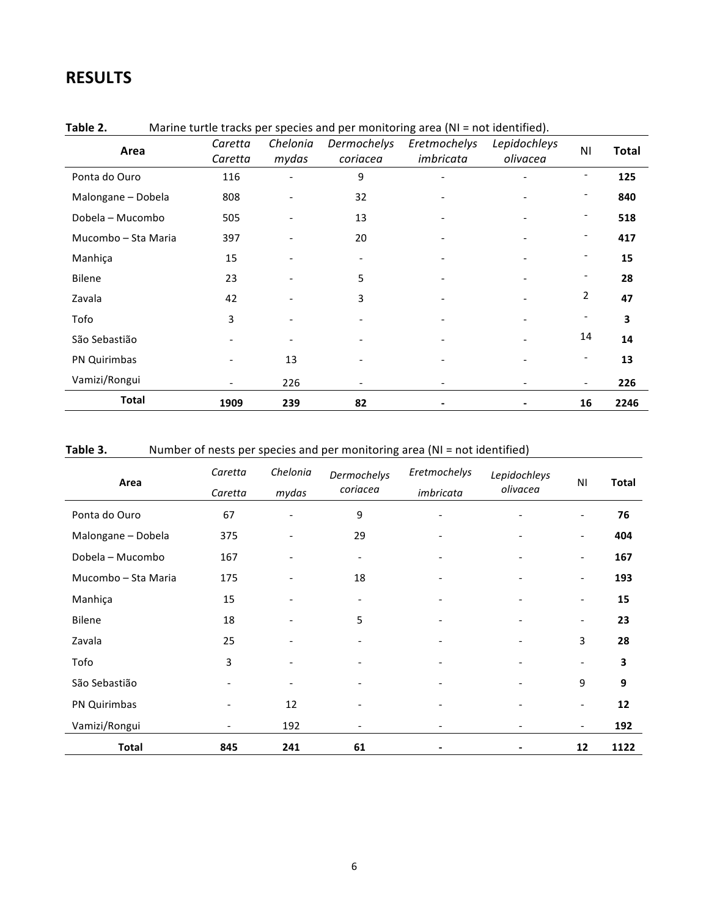## RESULTS

**Table 2.** Marine turtle tracks per species and per monitoring area (NI = not identified).

| Area | *Caretta Caretta* | *Chelonia mydas* | *Dermochelys coriacea* | *Eretmochelys imbricata* | *Lepidochleys olivacea* | NI | Total |
|---|---|---|---|---|---|---|---|
| Ponta do Ouro | 116 | - | 9 | - | - | - | **125** |
| Malongane – Dobela | 808 | - | 32 | - | - | - | **840** |
| Dobela – Mucombo | 505 | - | 13 | - | - | - | **518** |
| Mucombo – Sta Maria | 397 | - | 20 | - | - | - | **417** |
| Manhiça | 15 | - | - | - | - | - | **15** |
| Bilene | 23 | - | 5 | - | - | - | **28** |
| Zavala | 42 | - | 3 | - | - | 2 | **47** |
| Tofo | 3 | - | - | - | - | - | **3** |
| São Sebastião | - | - | - | - | - | 14 | **14** |
| PN Quirimbas | - | 13 | - | - | - | - | **13** |
| Vamizi/Rongui | - | 226 | - | - | - | - | **226** |
| **Total** | **1909** | **239** | **82** | **-** | **-** | **16** | **2246** |

**Table 3.** Number of nests per species and per monitoring area (NI = not identified)

| Area | *Caretta Caretta* | *Chelonia mydas* | *Dermochelys coriacea* | *Eretmochelys imbricata* | *Lepidochleys olivacea* | NI | Total |
|---|---|---|---|---|---|---|---|
| Ponta do Ouro | 67 | - | 9 | - | - | - | **76** |
| Malongane – Dobela | 375 | - | 29 | - | - | - | **404** |
| Dobela – Mucombo | 167 | - | - | - | - | - | **167** |
| Mucombo – Sta Maria | 175 | - | 18 | - | - | - | **193** |
| Manhiça | 15 | - | - | - | - | - | **15** |
| Bilene | 18 | - | 5 | - | - | - | **23** |
| Zavala | 25 | - | - | - | - | 3 | **28** |
| Tofo | 3 | - | - | - | - | - | **3** |
| São Sebastião | - | - | - | - | - | 9 | **9** |
| PN Quirimbas | - | 12 | - | - | - | - | **12** |
| Vamizi/Rongui | - | 192 | - | - | - | - | **192** |
| **Total** | **845** | **241** | **61** | **-** | **-** | **12** | **1122** |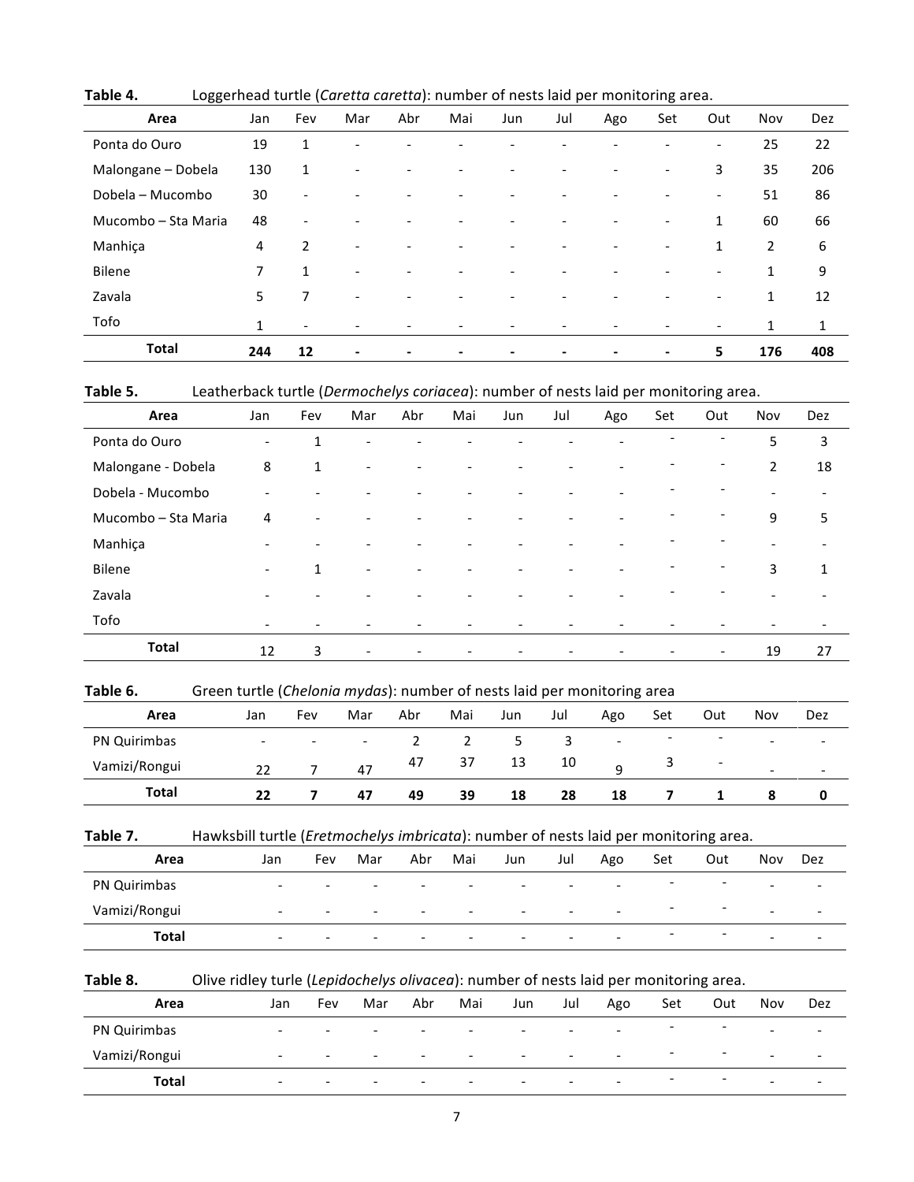**Table 4.** Loggerhead turtle (*Caretta caretta*): number of nests laid per monitoring area.

| Area | Jan | Fev | Mar | Abr | Mai | Jun | Jul | Ago | Set | Out | Nov | Dez |
|---|---|---|---|---|---|---|---|---|---|---|---|---|
| Ponta do Ouro | 19 | 1 | - | - | - | - | - | - | - | - | 25 | 22 |
| Malongane – Dobela | 130 | 1 | - | - | - | - | - | - | - | 3 | 35 | 206 |
| Dobela – Mucombo | 30 | - | - | - | - | - | - | - | - | - | 51 | 86 |
| Mucombo – Sta Maria | 48 | - | - | - | - | - | - | - | - | 1 | 60 | 66 |
| Manhiça | 4 | 2 | - | - | - | - | - | - | - | 1 | 2 | 6 |
| Bilene | 7 | 1 | - | - | - | - | - | - | - | - | 1 | 9 |
| Zavala | 5 | 7 | - | - | - | - | - | - | - | - | 1 | 12 |
| Tofo | 1 | - | - | - | - | - | - | - | - | - | 1 | 1 |
| **Total** | **244** | **12** | **-** | **-** | **-** | **-** | **-** | **-** | **-** | **5** | **176** | **408** |

**Table 5.** Leatherback turtle (*Dermochelys coriacea*): number of nests laid per monitoring area.

| Area | Jan | Fev | Mar | Abr | Mai | Jun | Jul | Ago | Set | Out | Nov | Dez |
|---|---|---|---|---|---|---|---|---|---|---|---|---|
| Ponta do Ouro | - | 1 | - | - | - | - | - | - | - | - | 5 | 3 |
| Malongane - Dobela | 8 | 1 | - | - | - | - | - | - | - | - | 2 | 18 |
| Dobela - Mucombo | - | - | - | - | - | - | - | - | - | - | - | - |
| Mucombo – Sta Maria | 4 | - | - | - | - | - | - | - | - | - | 9 | 5 |
| Manhiça | - | - | - | - | - | - | - | - | - | - | - | - |
| Bilene | - | 1 | - | - | - | - | - | - | - | - | 3 | 1 |
| Zavala | - | - | - | - | - | - | - | - | - | - | - | - |
| Tofo | - | - | - | - | - | - | - | - | - | - | - | - |
| **Total** | 12 | 3 | - | - | - | - | - | - | - | - | 19 | 27 |

**Table 6.** Green turtle (*Chelonia mydas*): number of nests laid per monitoring area

| Area | Jan | Fev | Mar | Abr | Mai | Jun | Jul | Ago | Set | Out | Nov | Dez |
|---|---|---|---|---|---|---|---|---|---|---|---|---|
| PN Quirimbas | - | - | - | 2 | 2 | 5 | 3 | - | - | - | - | - |
| Vamizi/Rongui | 22 | 7 | 47 | 47 | 37 | 13 | 10 | 9 | 3 | - | - | - |
| **Total** | **22** | **7** | **47** | **49** | **39** | **18** | **28** | **18** | **7** | **1** | **8** | **0** |

**Table 7.** Hawksbill turtle (*Eretmochelys imbricata*): number of nests laid per monitoring area.

| Area | Jan | Fev | Mar | Abr | Mai | Jun | Jul | Ago | Set | Out | Nov | Dez |
|---|---|---|---|---|---|---|---|---|---|---|---|---|
| PN Quirimbas | - | - | - | - | - | - | - | - | - | - | - | - |
| Vamizi/Rongui | - | - | - | - | - | - | - | - | - | - | - | - |
| **Total** | - | - | - | - | - | - | - | - | - | - | - | - |

**Table 8.** Olive ridley turle (*Lepidochelys olivacea*): number of nests laid per monitoring area.

| Area | Jan | Fev | Mar | Abr | Mai | Jun | Jul | Ago | Set | Out | Nov | Dez |
|---|---|---|---|---|---|---|---|---|---|---|---|---|
| PN Quirimbas | - | - | - | - | - | - | - | - | - | - | - | - |
| Vamizi/Rongui | - | - | - | - | - | - | - | - | - | - | - | - |
| **Total** | - | - | - | - | - | - | - | - | - | - | - | - |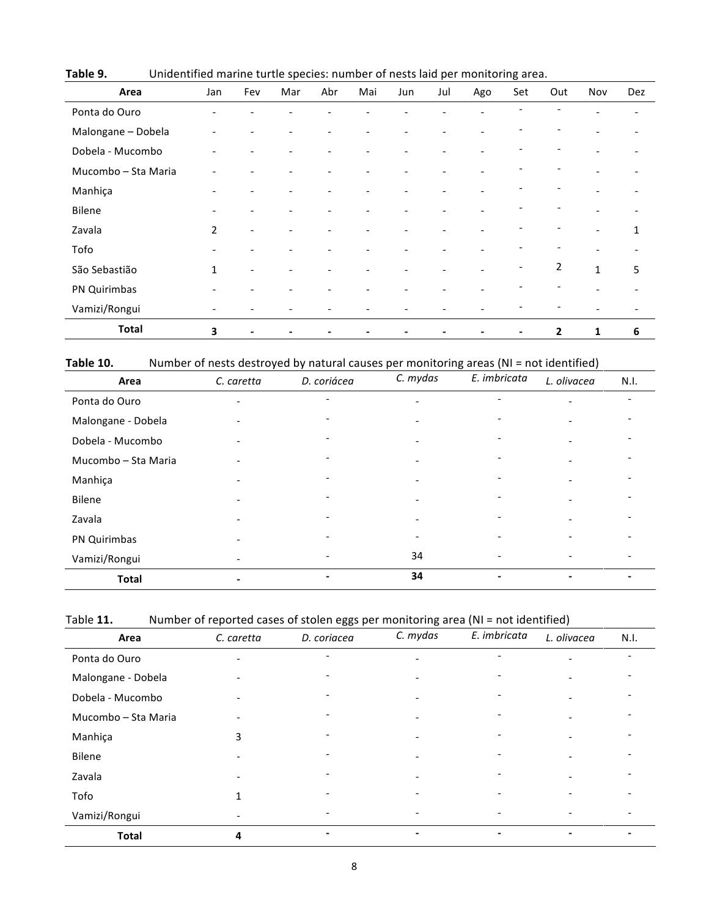**Table 9.** Unidentified marine turtle species: number of nests laid per monitoring area.

| Area | Jan | Fev | Mar | Abr | Mai | Jun | Jul | Ago | Set | Out | Nov | Dez |
|---|---|---|---|---|---|---|---|---|---|---|---|---|
| Ponta do Ouro | - | - | - | - | - | - | - | - | - | - | - | - |
| Malongane – Dobela | - | - | - | - | - | - | - | - | - | - | - | - |
| Dobela - Mucombo | - | - | - | - | - | - | - | - | - | - | - | - |
| Mucombo – Sta Maria | - | - | - | - | - | - | - | - | - | - | - | - |
| Manhiça | - | - | - | - | - | - | - | - | - | - | - | - |
| Bilene | - | - | - | - | - | - | - | - | - | - | - | - |
| Zavala | 2 | - | - | - | - | - | - | - | - | - | - | 1 |
| Tofo | - | - | - | - | - | - | - | - | - | - | - | - |
| São Sebastião | 1 | - | - | - | - | - | - | - | - | 2 | 1 | 5 |
| PN Quirimbas | - | - | - | - | - | - | - | - | - | - | - | - |
| Vamizi/Rongui | - | - | - | - | - | - | - | - | - | - | - | - |
| **Total** | **3** | **-** | **-** | **-** | **-** | **-** | **-** | **-** | **-** | **2** | **1** | **6** |

**Table 10.** Number of nests destroyed by natural causes per monitoring areas (NI = not identified)

| Area | *C. caretta* | *D. coriácea* | *C. mydas* | *E. imbricata* | *L. olivacea* | N.I. |
|---|---|---|---|---|---|---|
| Ponta do Ouro | - | - | - | - | - | - |
| Malongane - Dobela | - | - | - | - | - | - |
| Dobela - Mucombo | - | - | - | - | - | - |
| Mucombo – Sta Maria | - | - | - | - | - | - |
| Manhiça | - | - | - | - | - | - |
| Bilene | - | - | - | - | - | - |
| Zavala | - | - | - | - | - | - |
| PN Quirimbas | - | - | - | - | - | - |
| Vamizi/Rongui | - | - | 34 | - | - | - |
| **Total** | **-** | **-** | **34** | **-** | **-** | **-** |

Table **11.** Number of reported cases of stolen eggs per monitoring area (NI = not identified)

| Area | *C. caretta* | *D. coriacea* | *C. mydas* | *E. imbricata* | *L. olivacea* | N.I. |
|---|---|---|---|---|---|---|
| Ponta do Ouro | - | - | - | - | - | - |
| Malongane - Dobela | - | - | - | - | - | - |
| Dobela - Mucombo | - | - | - | - | - | - |
| Mucombo – Sta Maria | - | - | - | - | - | - |
| Manhiça | 3 | - | - | - | - | - |
| Bilene | - | - | - | - | - | - |
| Zavala | - | - | - | - | - | - |
| Tofo | 1 | - | - | - | - | - |
| Vamizi/Rongui | - | - | - | - | - | - |
| **Total** | **4** | **-** | **-** | **-** | **-** | **-** |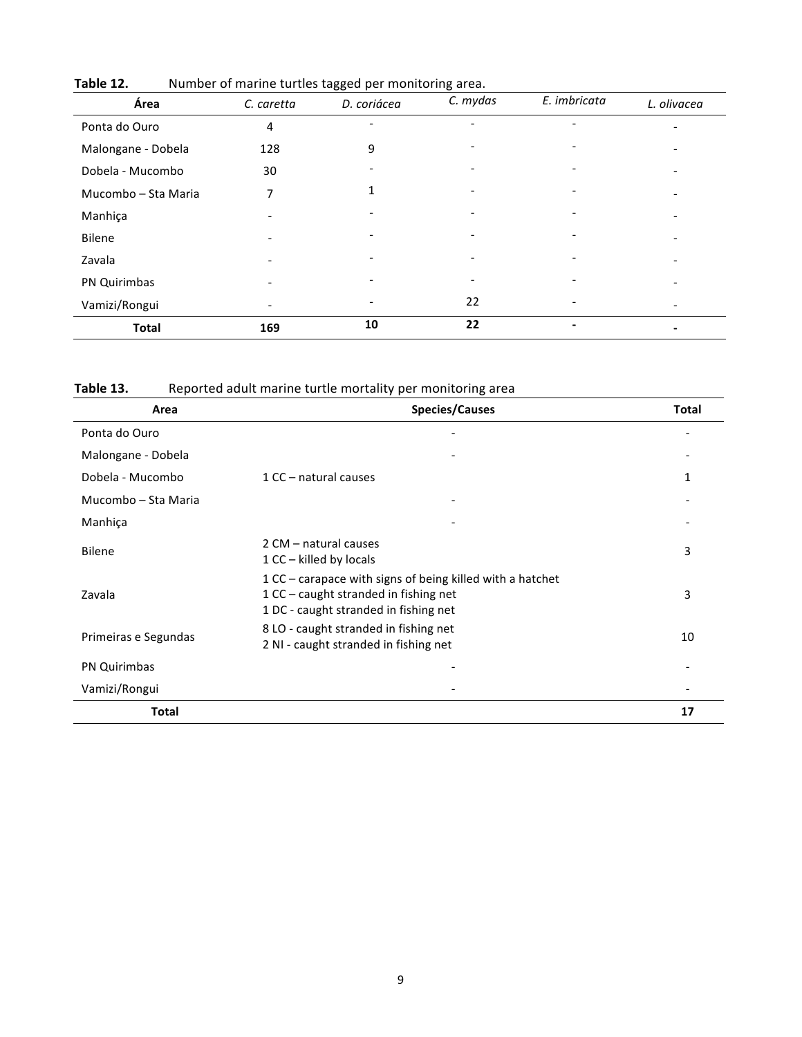**Table 12.** Number of marine turtles tagged per monitoring area.

| Área | *C. caretta* | *D. coriácea* | *C. mydas* | *E. imbricata* | *L. olivacea* |
|---|---|---|---|---|---|
| Ponta do Ouro | 4 | - | - | - | - |
| Malongane - Dobela | 128 | 9 | - | - | - |
| Dobela - Mucombo | 30 | - | - | - | - |
| Mucombo – Sta Maria | 7 | 1 | - | - | - |
| Manhiça | - | - | - | - | - |
| Bilene | - | - | - | - | - |
| Zavala | - | - | - | - | - |
| PN Quirimbas | - | - | - | - | - |
| Vamizi/Rongui | - | - | 22 | - | - |
| **Total** | **169** | **10** | **22** | **-** | **-** |

**Table 13.** Reported adult marine turtle mortality per monitoring area

| Area | Species/Causes | Total |
|---|---|---|
| Ponta do Ouro | - | - |
| Malongane - Dobela | - | - |
| Dobela - Mucombo | 1 CC – natural causes | 1 |
| Mucombo – Sta Maria | - | - |
| Manhiça | - | - |
| Bilene | 2 CM – natural causes<br>1 CC – killed by locals | 3 |
| Zavala | 1 CC – carapace with signs of being killed with a hatchet<br>1 CC – caught stranded in fishing net<br>1 DC - caught stranded in fishing net | 3 |
| Primeiras e Segundas | 8 LO - caught stranded in fishing net<br>2 NI - caught stranded in fishing net | 10 |
| PN Quirimbas | - | - |
| Vamizi/Rongui | - | - |
| **Total** | | **17** |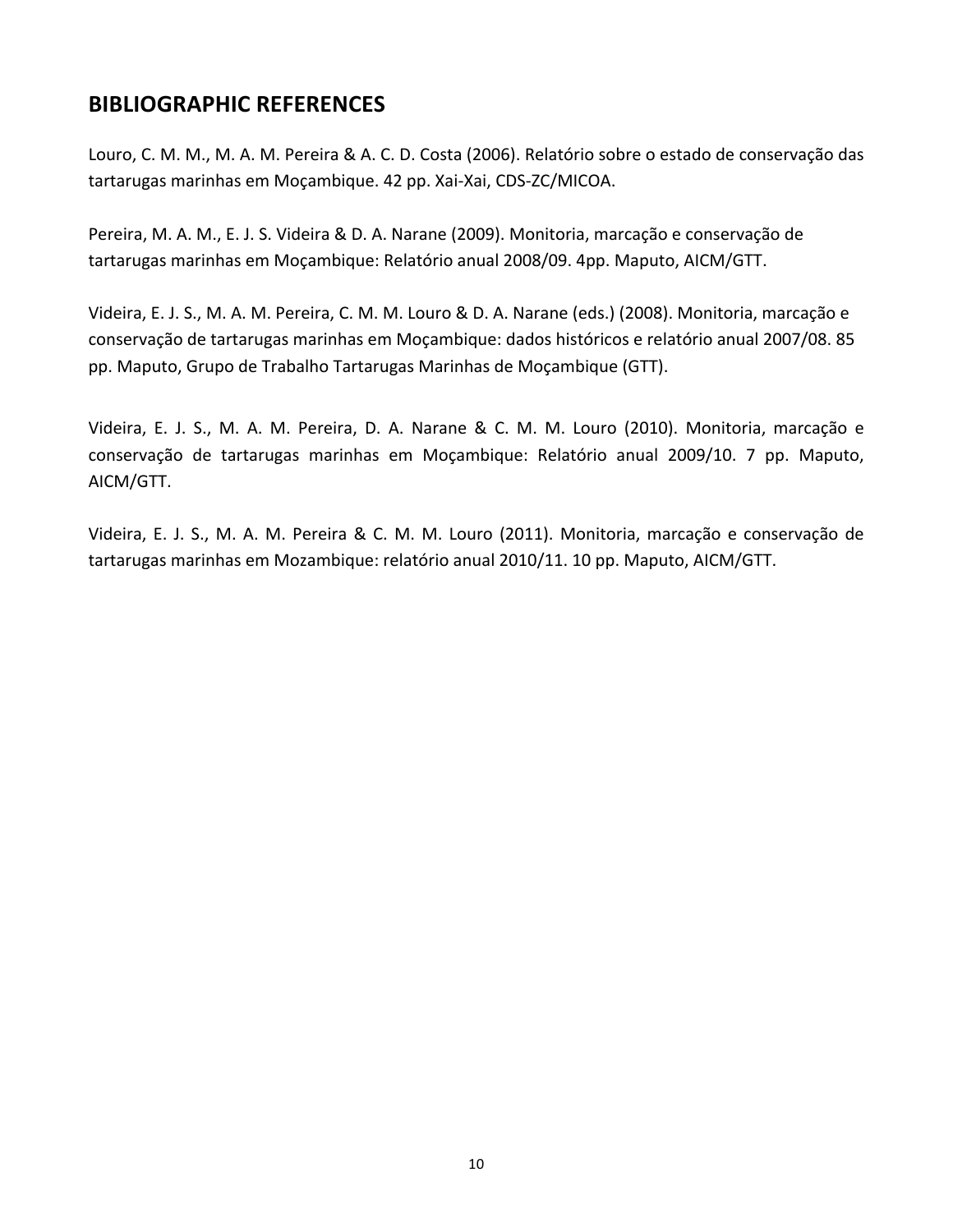## BIBLIOGRAPHIC REFERENCES

Louro, C. M. M., M. A. M. Pereira & A. C. D. Costa (2006). Relatório sobre o estado de conservação das tartarugas marinhas em Moçambique. 42 pp. Xai-Xai, CDS-ZC/MICOA.

Pereira, M. A. M., E. J. S. Videira & D. A. Narane (2009). Monitoria, marcação e conservação de tartarugas marinhas em Moçambique: Relatório anual 2008/09. 4pp. Maputo, AICM/GTT.

Videira, E. J. S., M. A. M. Pereira, C. M. M. Louro & D. A. Narane (eds.) (2008). Monitoria, marcação e conservação de tartarugas marinhas em Moçambique: dados históricos e relatório anual 2007/08. 85 pp. Maputo, Grupo de Trabalho Tartarugas Marinhas de Moçambique (GTT).

Videira, E. J. S., M. A. M. Pereira, D. A. Narane & C. M. M. Louro (2010). Monitoria, marcação e conservação de tartarugas marinhas em Moçambique: Relatório anual 2009/10. 7 pp. Maputo, AICM/GTT.

Videira, E. J. S., M. A. M. Pereira & C. M. M. Louro (2011). Monitoria, marcação e conservação de tartarugas marinhas em Mozambique: relatório anual 2010/11. 10 pp. Maputo, AICM/GTT.